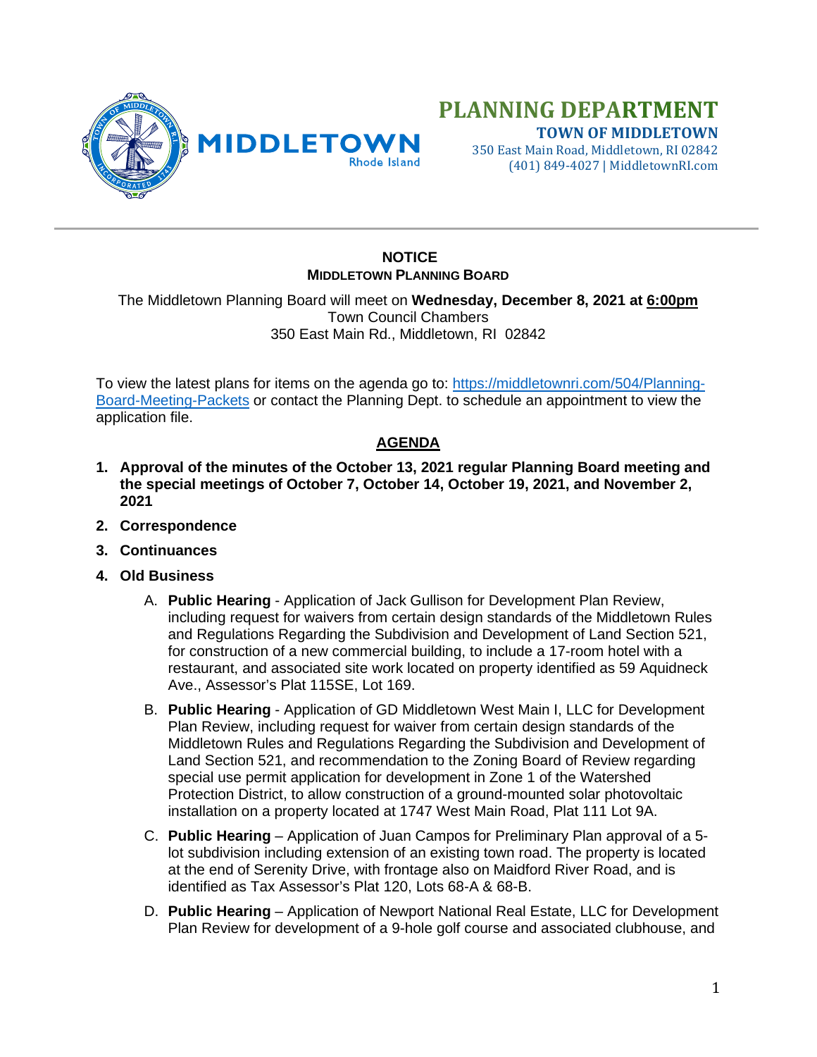# PLANNING DEPARTMENT

**TOWN OF MIDDLETOWN**

350 East Main Road, Middletown, RI 02842
(401) 849-4027 | MiddletownRI.com

---

## NOTICE
### MIDDLETOWN PLANNING BOARD

The Middletown Planning Board will meet on **Wednesday, December 8, 2021 at 6:00pm**
Town Council Chambers
350 East Main Rd., Middletown, RI 02842

To view the latest plans for items on the agenda go to: [https://middletownri.com/504/Planning-Board-Meeting-Packets](https://middletownri.com/504/Planning-Board-Meeting-Packets) or contact the Planning Dept. to schedule an appointment to view the application file.

## AGENDA

1. **Approval of the minutes of the October 13, 2021 regular Planning Board meeting and the special meetings of October 7, October 14, October 19, 2021, and November 2, 2021**
2. **Correspondence**
3. **Continuances**
4. **Old Business**
   A. **Public Hearing** - Application of Jack Gullison for Development Plan Review, including request for waivers from certain design standards of the Middletown Rules and Regulations Regarding the Subdivision and Development of Land Section 521, for construction of a new commercial building, to include a 17-room hotel with a restaurant, and associated site work located on property identified as 59 Aquidneck Ave., Assessor's Plat 115SE, Lot 169.

   B. **Public Hearing** - Application of GD Middletown West Main I, LLC for Development Plan Review, including request for waiver from certain design standards of the Middletown Rules and Regulations Regarding the Subdivision and Development of Land Section 521, and recommendation to the Zoning Board of Review regarding special use permit application for development in Zone 1 of the Watershed Protection District, to allow construction of a ground-mounted solar photovoltaic installation on a property located at 1747 West Main Road, Plat 111 Lot 9A.

   C. **Public Hearing** – Application of Juan Campos for Preliminary Plan approval of a 5-lot subdivision including extension of an existing town road. The property is located at the end of Serenity Drive, with frontage also on Maidford River Road, and is identified as Tax Assessor's Plat 120, Lots 68-A & 68-B.

   D. **Public Hearing** – Application of Newport National Real Estate, LLC for Development Plan Review for development of a 9-hole golf course and associated clubhouse, and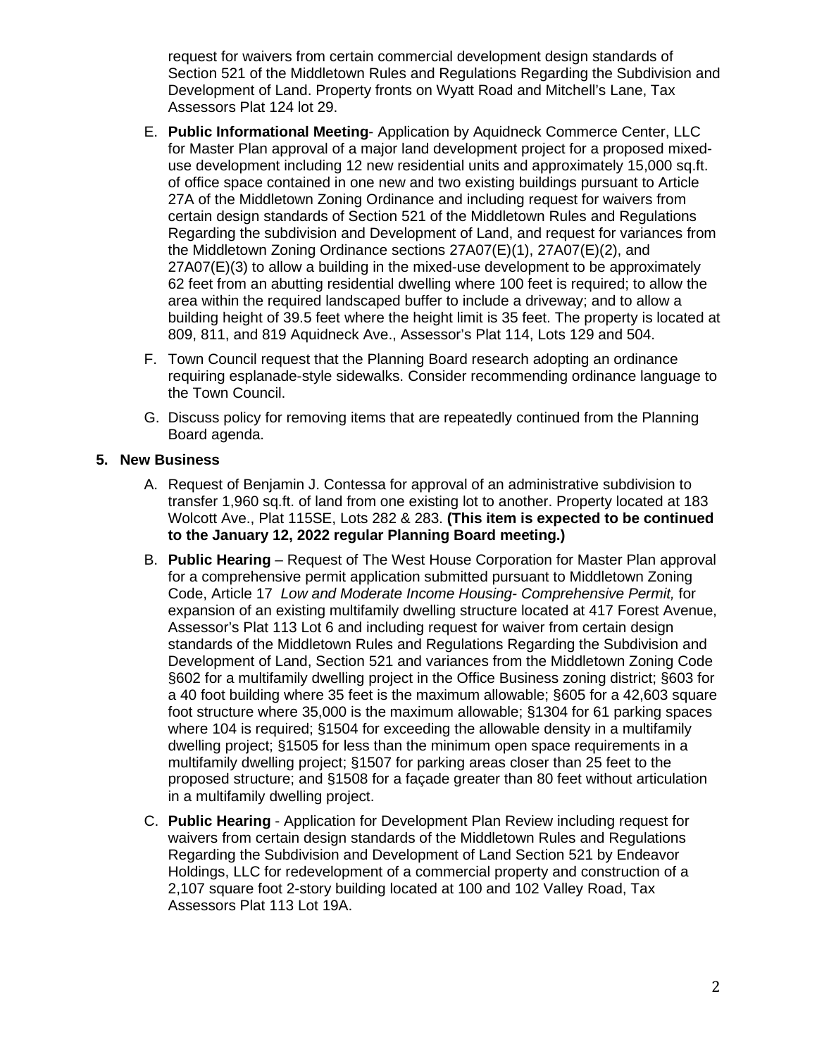request for waivers from certain commercial development design standards of Section 521 of the Middletown Rules and Regulations Regarding the Subdivision and Development of Land. Property fronts on Wyatt Road and Mitchell's Lane, Tax Assessors Plat 124 lot 29.

E. **Public Informational Meeting**- Application by Aquidneck Commerce Center, LLC for Master Plan approval of a major land development project for a proposed mixed-use development including 12 new residential units and approximately 15,000 sq.ft. of office space contained in one new and two existing buildings pursuant to Article 27A of the Middletown Zoning Ordinance and including request for waivers from certain design standards of Section 521 of the Middletown Rules and Regulations Regarding the subdivision and Development of Land, and request for variances from the Middletown Zoning Ordinance sections 27A07(E)(1), 27A07(E)(2), and 27A07(E)(3) to allow a building in the mixed-use development to be approximately 62 feet from an abutting residential dwelling where 100 feet is required; to allow the area within the required landscaped buffer to include a driveway; and to allow a building height of 39.5 feet where the height limit is 35 feet. The property is located at 809, 811, and 819 Aquidneck Ave., Assessor's Plat 114, Lots 129 and 504.

F. Town Council request that the Planning Board research adopting an ordinance requiring esplanade-style sidewalks. Consider recommending ordinance language to the Town Council.

G. Discuss policy for removing items that are repeatedly continued from the Planning Board agenda.

**5. New Business**

A. Request of Benjamin J. Contessa for approval of an administrative subdivision to transfer 1,960 sq.ft. of land from one existing lot to another. Property located at 183 Wolcott Ave., Plat 115SE, Lots 282 & 283. **(This item is expected to be continued to the January 12, 2022 regular Planning Board meeting.)**

B. **Public Hearing** – Request of The West House Corporation for Master Plan approval for a comprehensive permit application submitted pursuant to Middletown Zoning Code, Article 17 *Low and Moderate Income Housing- Comprehensive Permit,* for expansion of an existing multifamily dwelling structure located at 417 Forest Avenue, Assessor's Plat 113 Lot 6 and including request for waiver from certain design standards of the Middletown Rules and Regulations Regarding the Subdivision and Development of Land, Section 521 and variances from the Middletown Zoning Code §602 for a multifamily dwelling project in the Office Business zoning district; §603 for a 40 foot building where 35 feet is the maximum allowable; §605 for a 42,603 square foot structure where 35,000 is the maximum allowable; §1304 for 61 parking spaces where 104 is required; §1504 for exceeding the allowable density in a multifamily dwelling project; §1505 for less than the minimum open space requirements in a multifamily dwelling project; §1507 for parking areas closer than 25 feet to the proposed structure; and §1508 for a façade greater than 80 feet without articulation in a multifamily dwelling project.

C. **Public Hearing** - Application for Development Plan Review including request for waivers from certain design standards of the Middletown Rules and Regulations Regarding the Subdivision and Development of Land Section 521 by Endeavor Holdings, LLC for redevelopment of a commercial property and construction of a 2,107 square foot 2-story building located at 100 and 102 Valley Road, Tax Assessors Plat 113 Lot 19A.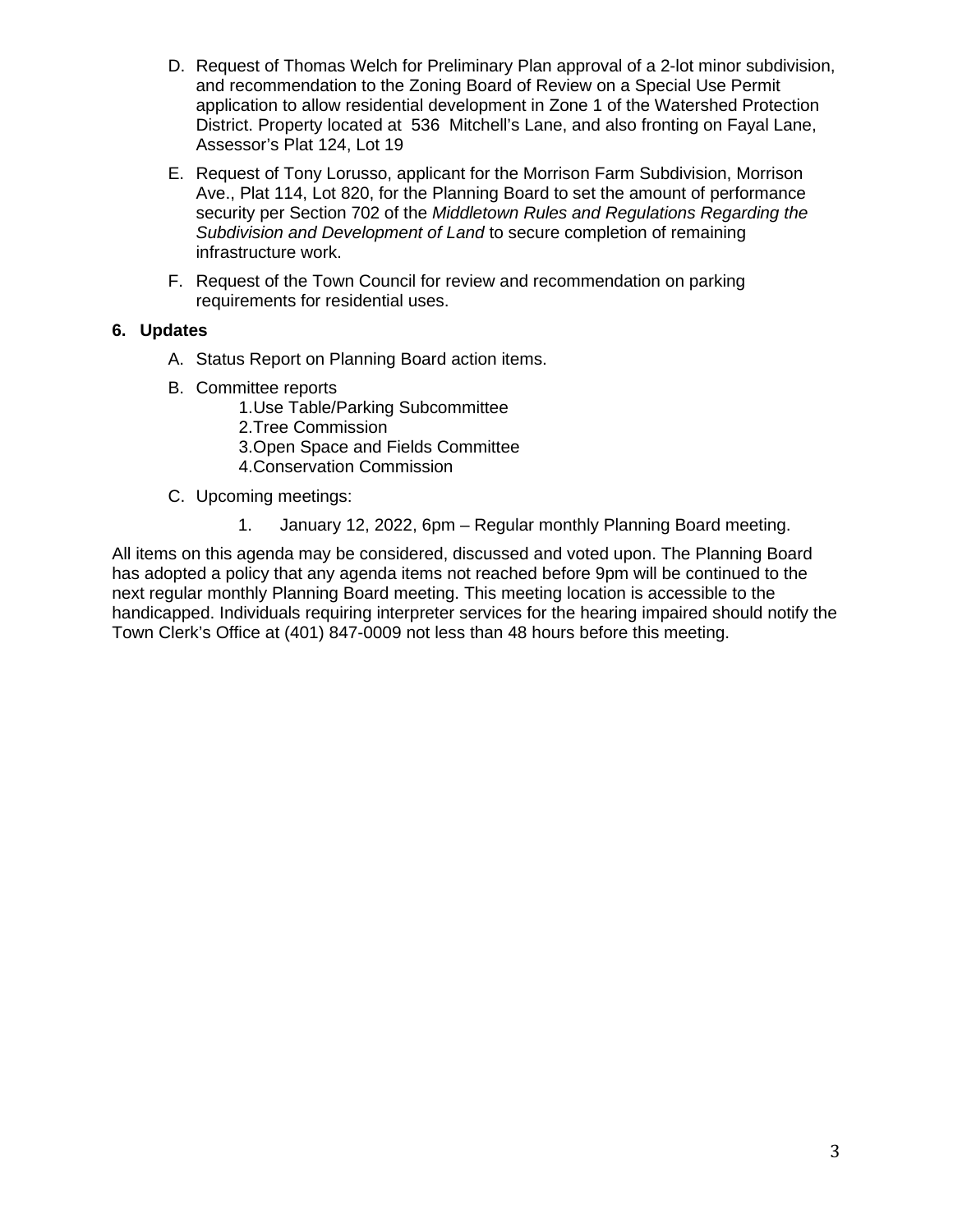D. Request of Thomas Welch for Preliminary Plan approval of a 2-lot minor subdivision, and recommendation to the Zoning Board of Review on a Special Use Permit application to allow residential development in Zone 1 of the Watershed Protection District. Property located at 536 Mitchell's Lane, and also fronting on Fayal Lane, Assessor's Plat 124, Lot 19

E. Request of Tony Lorusso, applicant for the Morrison Farm Subdivision, Morrison Ave., Plat 114, Lot 820, for the Planning Board to set the amount of performance security per Section 702 of the *Middletown Rules and Regulations Regarding the Subdivision and Development of Land* to secure completion of remaining infrastructure work.

F. Request of the Town Council for review and recommendation on parking requirements for residential uses.

**6. Updates**

A. Status Report on Planning Board action items.

B. Committee reports
   1. Use Table/Parking Subcommittee
   2. Tree Commission
   3. Open Space and Fields Committee
   4. Conservation Commission

C. Upcoming meetings:
   1. January 12, 2022, 6pm – Regular monthly Planning Board meeting.

All items on this agenda may be considered, discussed and voted upon. The Planning Board has adopted a policy that any agenda items not reached before 9pm will be continued to the next regular monthly Planning Board meeting. This meeting location is accessible to the handicapped. Individuals requiring interpreter services for the hearing impaired should notify the Town Clerk's Office at (401) 847-0009 not less than 48 hours before this meeting.